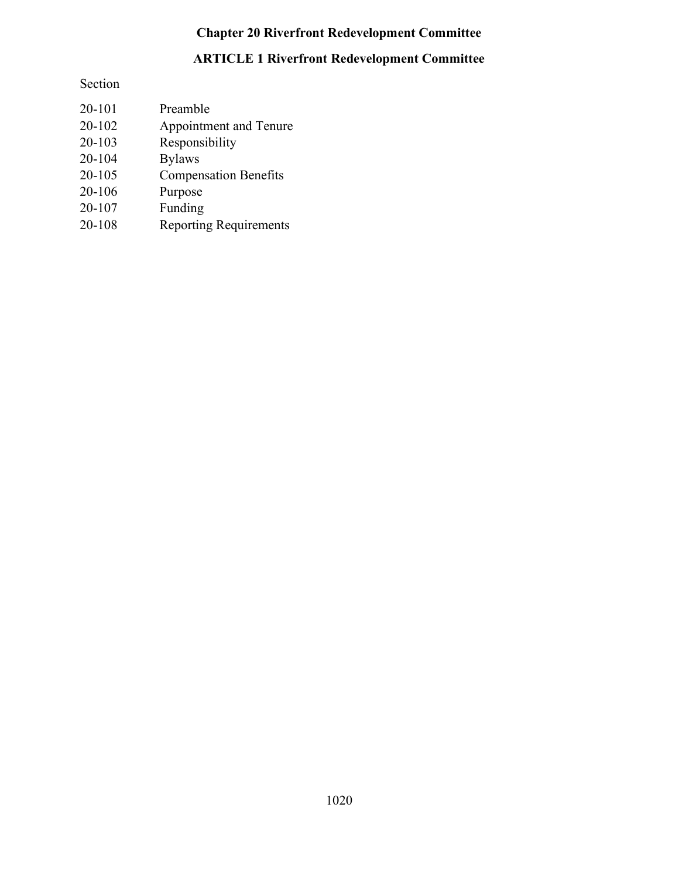# Chapter 20 Riverfront Redevelopment Committee

## ARTICLE 1 Riverfront Redevelopment Committee

Section

| | |
|---|---|
| 20-101 | Preamble |
| 20-102 | Appointment and Tenure |
| 20-103 | Responsibility |
| 20-104 | Bylaws |
| 20-105 | Compensation Benefits |
| 20-106 | Purpose |
| 20-107 | Funding |
| 20-108 | Reporting Requirements |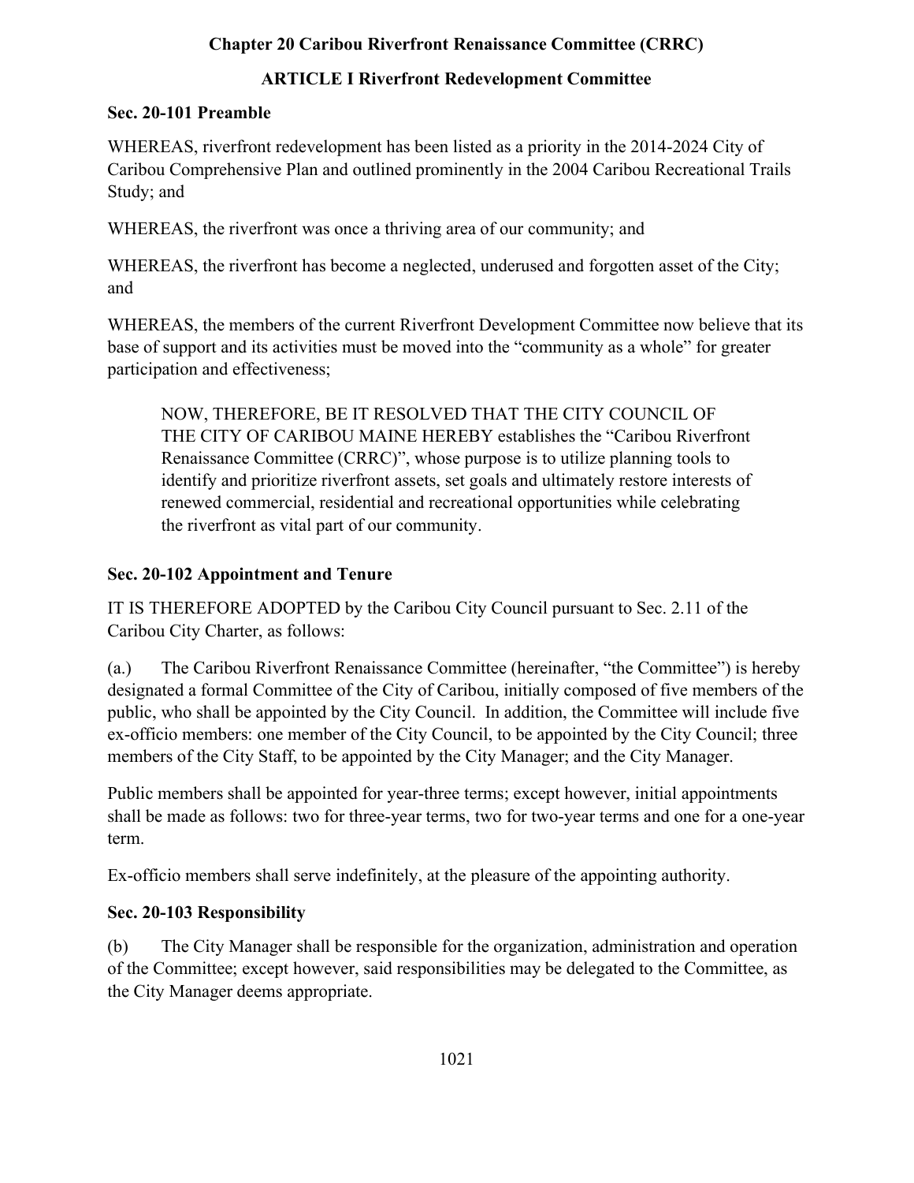# Chapter 20 Caribou Riverfront Renaissance Committee (CRRC)

## ARTICLE I Riverfront Redevelopment Committee

### Sec. 20-101 Preamble

WHEREAS, riverfront redevelopment has been listed as a priority in the 2014-2024 City of Caribou Comprehensive Plan and outlined prominently in the 2004 Caribou Recreational Trails Study; and

WHEREAS, the riverfront was once a thriving area of our community; and

WHEREAS, the riverfront has become a neglected, underused and forgotten asset of the City; and

WHEREAS, the members of the current Riverfront Development Committee now believe that its base of support and its activities must be moved into the "community as a whole" for greater participation and effectiveness;

> NOW, THEREFORE, BE IT RESOLVED THAT THE CITY COUNCIL OF THE CITY OF CARIBOU MAINE HEREBY establishes the "Caribou Riverfront Renaissance Committee (CRRC)", whose purpose is to utilize planning tools to identify and prioritize riverfront assets, set goals and ultimately restore interests of renewed commercial, residential and recreational opportunities while celebrating the riverfront as vital part of our community.

### Sec. 20-102 Appointment and Tenure

IT IS THEREFORE ADOPTED by the Caribou City Council pursuant to Sec. 2.11 of the Caribou City Charter, as follows:

(a.) The Caribou Riverfront Renaissance Committee (hereinafter, "the Committee") is hereby designated a formal Committee of the City of Caribou, initially composed of five members of the public, who shall be appointed by the City Council. In addition, the Committee will include five ex-officio members: one member of the City Council, to be appointed by the City Council; three members of the City Staff, to be appointed by the City Manager; and the City Manager.

Public members shall be appointed for year-three terms; except however, initial appointments shall be made as follows: two for three-year terms, two for two-year terms and one for a one-year term.

Ex-officio members shall serve indefinitely, at the pleasure of the appointing authority.

### Sec. 20-103 Responsibility

(b) The City Manager shall be responsible for the organization, administration and operation of the Committee; except however, said responsibilities may be delegated to the Committee, as the City Manager deems appropriate.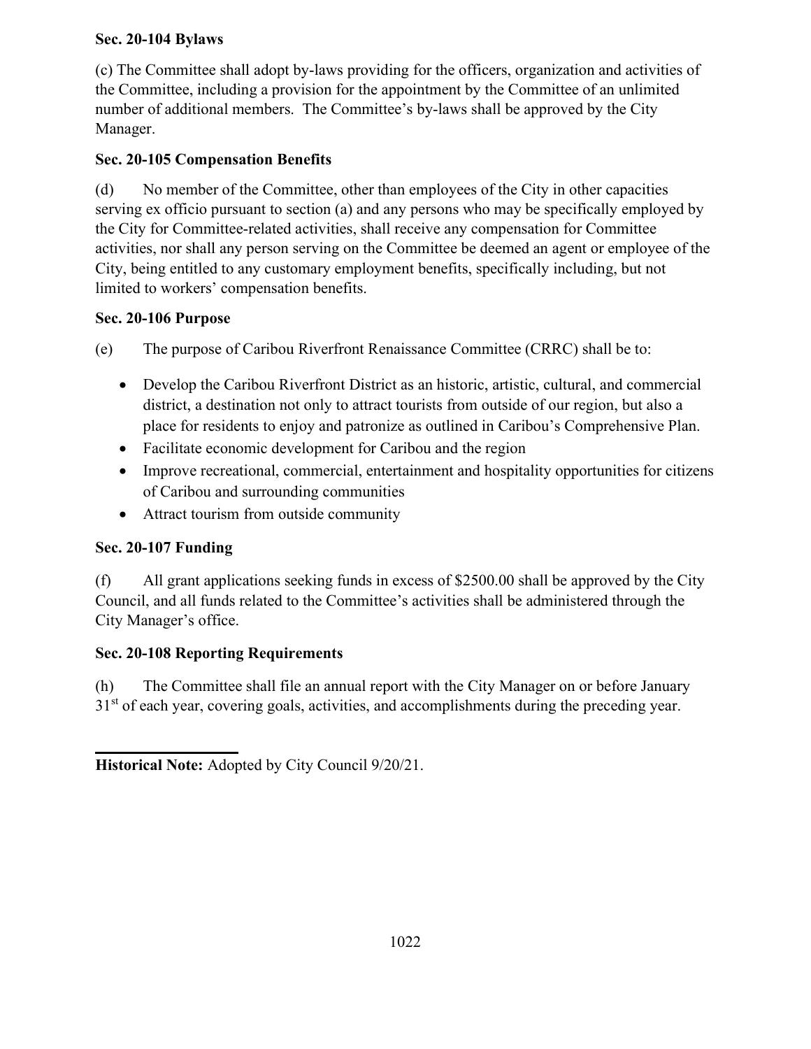**Sec. 20-104 Bylaws**

(c) The Committee shall adopt by-laws providing for the officers, organization and activities of the Committee, including a provision for the appointment by the Committee of an unlimited number of additional members. The Committee's by-laws shall be approved by the City Manager.

**Sec. 20-105 Compensation Benefits**

(d) No member of the Committee, other than employees of the City in other capacities serving ex officio pursuant to section (a) and any persons who may be specifically employed by the City for Committee-related activities, shall receive any compensation for Committee activities, nor shall any person serving on the Committee be deemed an agent or employee of the City, being entitled to any customary employment benefits, specifically including, but not limited to workers' compensation benefits.

**Sec. 20-106 Purpose**

(e) The purpose of Caribou Riverfront Renaissance Committee (CRRC) shall be to:

- Develop the Caribou Riverfront District as an historic, artistic, cultural, and commercial district, a destination not only to attract tourists from outside of our region, but also a place for residents to enjoy and patronize as outlined in Caribou's Comprehensive Plan.
- Facilitate economic development for Caribou and the region
- Improve recreational, commercial, entertainment and hospitality opportunities for citizens of Caribou and surrounding communities
- Attract tourism from outside community

**Sec. 20-107 Funding**

(f) All grant applications seeking funds in excess of $2500.00 shall be approved by the City Council, and all funds related to the Committee's activities shall be administered through the City Manager's office.

**Sec. 20-108 Reporting Requirements**

(h) The Committee shall file an annual report with the City Manager on or before January 31st of each year, covering goals, activities, and accomplishments during the preceding year.

---

**Historical Note:** Adopted by City Council 9/20/21.